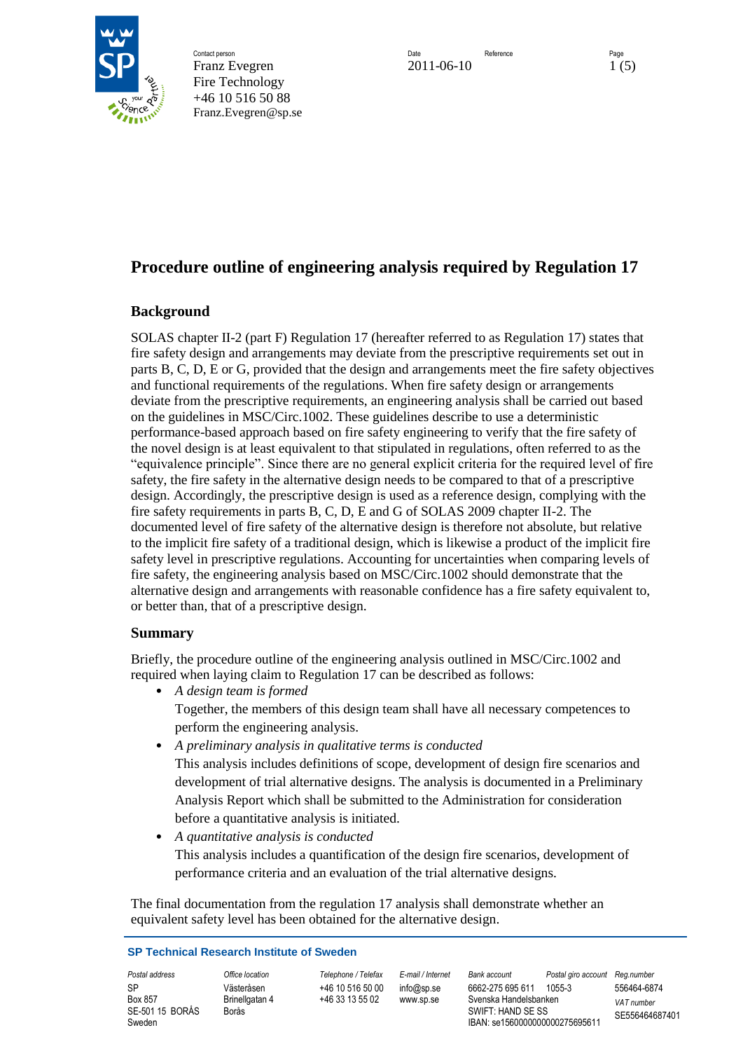Contact person
Franz Evegren
Fire Technology
+46 10 516 50 88
Franz.Evegren@sp.se

Date
2011-06-10

Reference

# Procedure outline of engineering analysis required by Regulation 17

## Background

SOLAS chapter II-2 (part F) Regulation 17 (hereafter referred to as Regulation 17) states that fire safety design and arrangements may deviate from the prescriptive requirements set out in parts B, C, D, E or G, provided that the design and arrangements meet the fire safety objectives and functional requirements of the regulations. When fire safety design or arrangements deviate from the prescriptive requirements, an engineering analysis shall be carried out based on the guidelines in MSC/Circ.1002. These guidelines describe to use a deterministic performance-based approach based on fire safety engineering to verify that the fire safety of the novel design is at least equivalent to that stipulated in regulations, often referred to as the "equivalence principle". Since there are no general explicit criteria for the required level of fire safety, the fire safety in the alternative design needs to be compared to that of a prescriptive design. Accordingly, the prescriptive design is used as a reference design, complying with the fire safety requirements in parts B, C, D, E and G of SOLAS 2009 chapter II-2. The documented level of fire safety of the alternative design is therefore not absolute, but relative to the implicit fire safety of a traditional design, which is likewise a product of the implicit fire safety level in prescriptive regulations. Accounting for uncertainties when comparing levels of fire safety, the engineering analysis based on MSC/Circ.1002 should demonstrate that the alternative design and arrangements with reasonable confidence has a fire safety equivalent to, or better than, that of a prescriptive design.

## Summary

Briefly, the procedure outline of the engineering analysis outlined in MSC/Circ.1002 and required when laying claim to Regulation 17 can be described as follows:

- *A design team is formed*
  Together, the members of this design team shall have all necessary competences to perform the engineering analysis.
- *A preliminary analysis in qualitative terms is conducted*
  This analysis includes definitions of scope, development of design fire scenarios and development of trial alternative designs. The analysis is documented in a Preliminary Analysis Report which shall be submitted to the Administration for consideration before a quantitative analysis is initiated.
- *A quantitative analysis is conducted*
  This analysis includes a quantification of the design fire scenarios, development of performance criteria and an evaluation of the trial alternative designs.

The final documentation from the regulation 17 analysis shall demonstrate whether an equivalent safety level has been obtained for the alternative design.

**SP Technical Research Institute of Sweden**

| Postal address | Office location | Telephone / Telefax | E-mail / Internet | Bank account | Postal giro account | Reg.number |
|---|---|---|---|---|---|---|
| SP<br>Box 857<br>SE-501 15 BORÅS<br>Sweden | Västeråsen<br>Brinellgatan 4<br>Borås | +46 10 516 50 00<br>+46 33 13 55 02 | info@sp.se<br>www.sp.se | 6662-275 695 611<br>Svenska Handelsbanken<br>SWIFT: HAND SE SS<br>IBAN: se1560000000000275695611 | 1055-3 | 556464-6874<br>VAT number<br>SE556464687401 |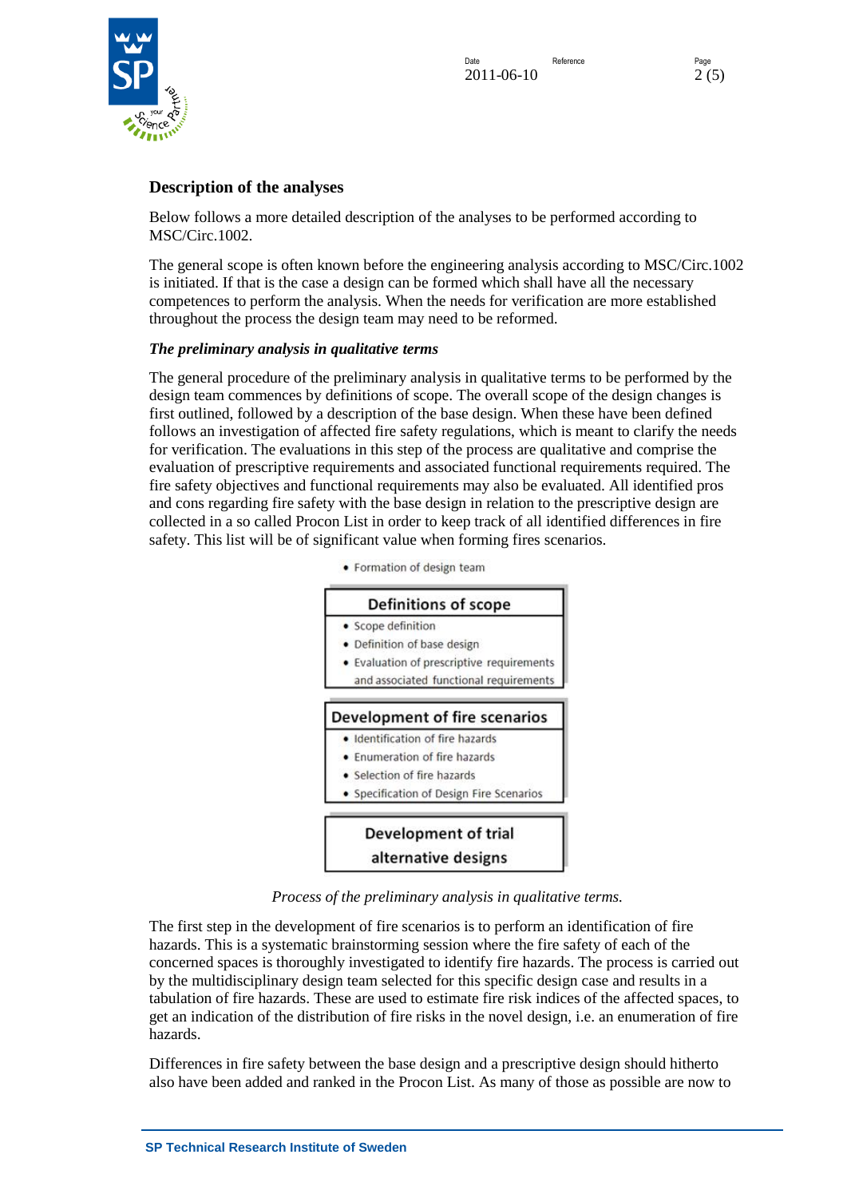## Description of the analyses

Below follows a more detailed description of the analyses to be performed according to MSC/Circ.1002.

The general scope is often known before the engineering analysis according to MSC/Circ.1002 is initiated. If that is the case a design can be formed which shall have all the necessary competences to perform the analysis. When the needs for verification are more established throughout the process the design team may need to be reformed.

### *The preliminary analysis in qualitative terms*

The general procedure of the preliminary analysis in qualitative terms to be performed by the design team commences by definitions of scope. The overall scope of the design changes is first outlined, followed by a description of the base design. When these have been defined follows an investigation of affected fire safety regulations, which is meant to clarify the needs for verification. The evaluations in this step of the process are qualitative and comprise the evaluation of prescriptive requirements and associated functional requirements required. The fire safety objectives and functional requirements may also be evaluated. All identified pros and cons regarding fire safety with the base design in relation to the prescriptive design are collected in a so called Procon List in order to keep track of all identified differences in fire safety. This list will be of significant value when forming fires scenarios.

- Formation of design team

**Definitions of scope**
- Scope definition
- Definition of base design
- Evaluation of prescriptive requirements and associated functional requirements

**Development of fire scenarios**
- Identification of fire hazards
- Enumeration of fire hazards
- Selection of fire hazards
- Specification of Design Fire Scenarios

**Development of trial alternative designs**

*Process of the preliminary analysis in qualitative terms.*

The first step in the development of fire scenarios is to perform an identification of fire hazards. This is a systematic brainstorming session where the fire safety of each of the concerned spaces is thoroughly investigated to identify fire hazards. The process is carried out by the multidisciplinary design team selected for this specific design case and results in a tabulation of fire hazards. These are used to estimate fire risk indices of the affected spaces, to get an indication of the distribution of fire risks in the novel design, i.e. an enumeration of fire hazards.

Differences in fire safety between the base design and a prescriptive design should hitherto also have been added and ranked in the Procon List. As many of those as possible are now to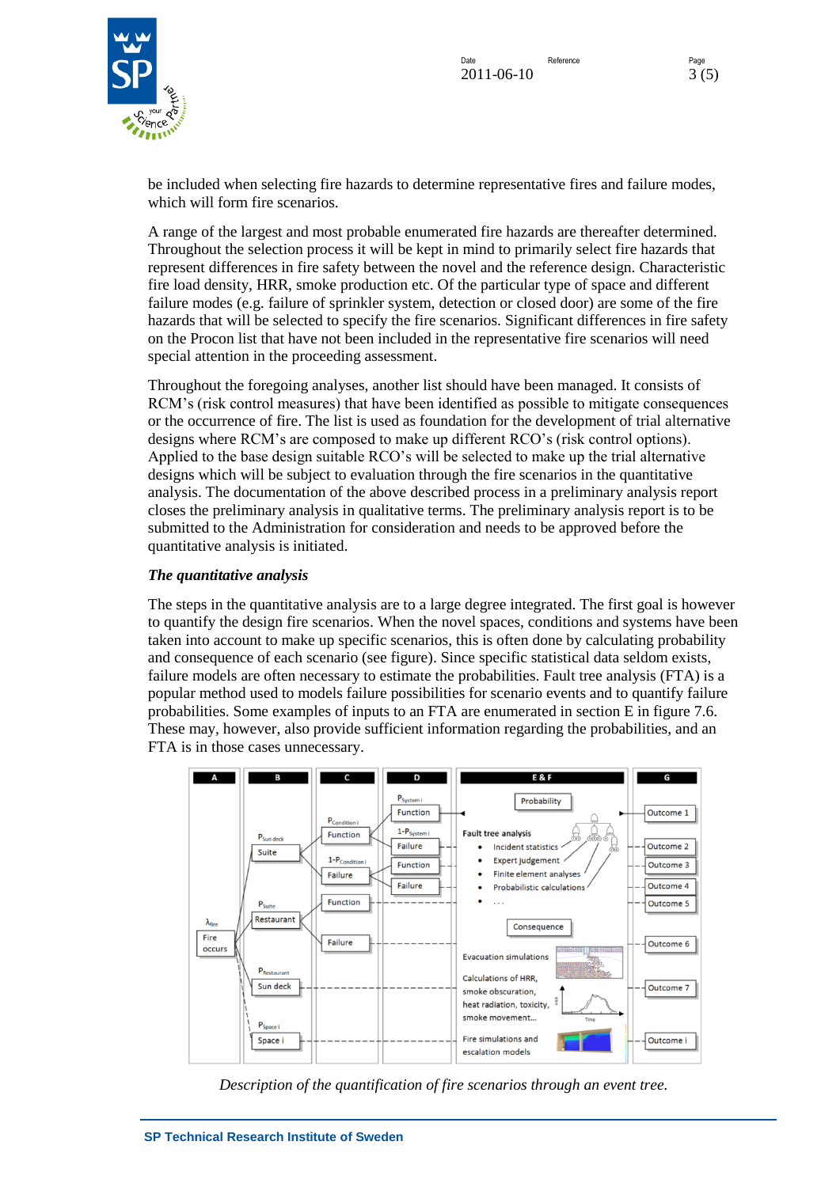be included when selecting fire hazards to determine representative fires and failure modes, which will form fire scenarios.

A range of the largest and most probable enumerated fire hazards are thereafter determined. Throughout the selection process it will be kept in mind to primarily select fire hazards that represent differences in fire safety between the novel and the reference design. Characteristic fire load density, HRR, smoke production etc. Of the particular type of space and different failure modes (e.g. failure of sprinkler system, detection or closed door) are some of the fire hazards that will be selected to specify the fire scenarios. Significant differences in fire safety on the Procon list that have not been included in the representative fire scenarios will need special attention in the proceeding assessment.

Throughout the foregoing analyses, another list should have been managed. It consists of RCM's (risk control measures) that have been identified as possible to mitigate consequences or the occurrence of fire. The list is used as foundation for the development of trial alternative designs where RCM's are composed to make up different RCO's (risk control options). Applied to the base design suitable RCO's will be selected to make up the trial alternative designs which will be subject to evaluation through the fire scenarios in the quantitative analysis. The documentation of the above described process in a preliminary analysis report closes the preliminary analysis in qualitative terms. The preliminary analysis report is to be submitted to the Administration for consideration and needs to be approved before the quantitative analysis is initiated.

***The quantitative analysis***

The steps in the quantitative analysis are to a large degree integrated. The first goal is however to quantify the design fire scenarios. When the novel spaces, conditions and systems have been taken into account to make up specific scenarios, this is often done by calculating probability and consequence of each scenario (see figure). Since specific statistical data seldom exists, failure models are often necessary to estimate the probabilities. Fault tree analysis (FTA) is a popular method used to models failure possibilities for scenario events and to quantify failure probabilities. Some examples of inputs to an FTA are enumerated in section E in figure 7.6. These may, however, also provide sufficient information regarding the probabilities, and an FTA is in those cases unnecessary.

*Description of the quantification of fire scenarios through an event tree.*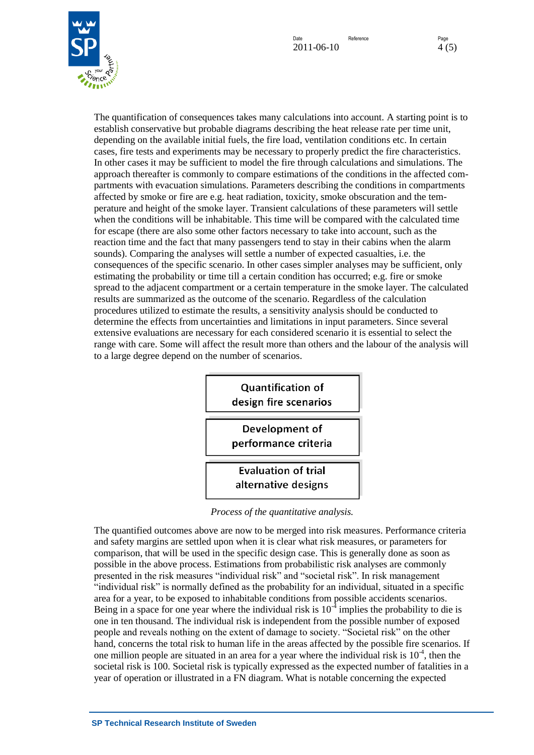The quantification of consequences takes many calculations into account. A starting point is to establish conservative but probable diagrams describing the heat release rate per time unit, depending on the available initial fuels, the fire load, ventilation conditions etc. In certain cases, fire tests and experiments may be necessary to properly predict the fire characteristics. In other cases it may be sufficient to model the fire through calculations and simulations. The approach thereafter is commonly to compare estimations of the conditions in the affected compartments with evacuation simulations. Parameters describing the conditions in compartments affected by smoke or fire are e.g. heat radiation, toxicity, smoke obscuration and the temperature and height of the smoke layer. Transient calculations of these parameters will settle when the conditions will be inhabitable. This time will be compared with the calculated time for escape (there are also some other factors necessary to take into account, such as the reaction time and the fact that many passengers tend to stay in their cabins when the alarm sounds). Comparing the analyses will settle a number of expected casualties, i.e. the consequences of the specific scenario. In other cases simpler analyses may be sufficient, only estimating the probability or time till a certain condition has occurred; e.g. fire or smoke spread to the adjacent compartment or a certain temperature in the smoke layer. The calculated results are summarized as the outcome of the scenario. Regardless of the calculation procedures utilized to estimate the results, a sensitivity analysis should be conducted to determine the effects from uncertainties and limitations in input parameters. Since several extensive evaluations are necessary for each considered scenario it is essential to select the range with care. Some will affect the result more than others and the labour of the analysis will to a large degree depend on the number of scenarios.

| Quantification of design fire scenarios |
|---|
| Development of performance criteria |
| Evaluation of trial alternative designs |

*Process of the quantitative analysis.*

The quantified outcomes above are now to be merged into risk measures. Performance criteria and safety margins are settled upon when it is clear what risk measures, or parameters for comparison, that will be used in the specific design case. This is generally done as soon as possible in the above process. Estimations from probabilistic risk analyses are commonly presented in the risk measures "individual risk" and "societal risk". In risk management "individual risk" is normally defined as the probability for an individual, situated in a specific area for a year, to be exposed to inhabitable conditions from possible accidents scenarios. Being in a space for one year where the individual risk is $10^{-4}$ implies the probability to die is one in ten thousand. The individual risk is independent from the possible number of exposed people and reveals nothing on the extent of damage to society. "Societal risk" on the other hand, concerns the total risk to human life in the areas affected by the possible fire scenarios. If one million people are situated in an area for a year where the individual risk is $10^{-4}$, then the societal risk is 100. Societal risk is typically expressed as the expected number of fatalities in a year of operation or illustrated in a FN diagram. What is notable concerning the expected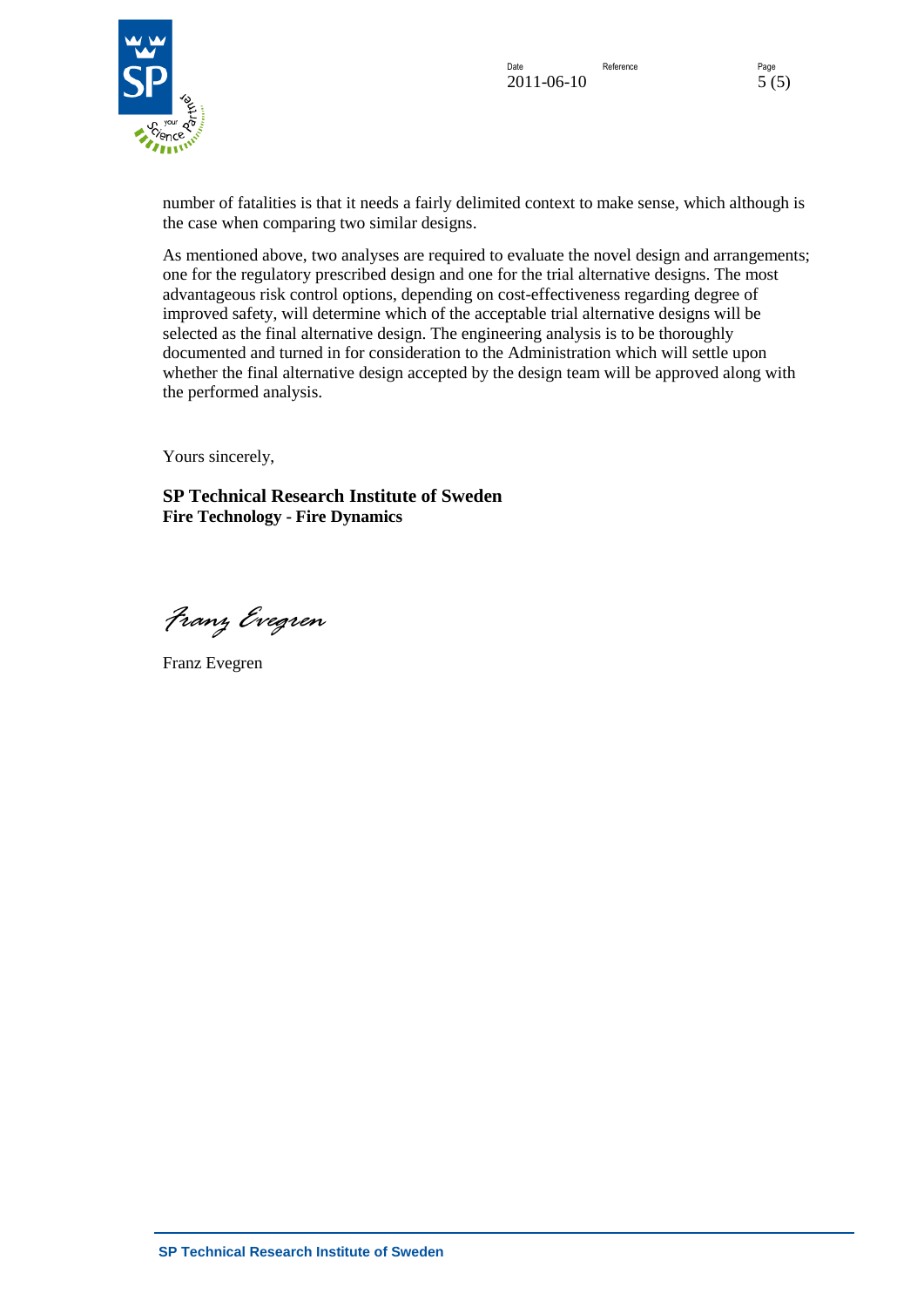number of fatalities is that it needs a fairly delimited context to make sense, which although is the case when comparing two similar designs.

As mentioned above, two analyses are required to evaluate the novel design and arrangements; one for the regulatory prescribed design and one for the trial alternative designs. The most advantageous risk control options, depending on cost-effectiveness regarding degree of improved safety, will determine which of the acceptable trial alternative designs will be selected as the final alternative design. The engineering analysis is to be thoroughly documented and turned in for consideration to the Administration which will settle upon whether the final alternative design accepted by the design team will be approved along with the performed analysis.

Yours sincerely,

**SP Technical Research Institute of Sweden**
**Fire Technology - Fire Dynamics**

*Franz Evegren*

Franz Evegren